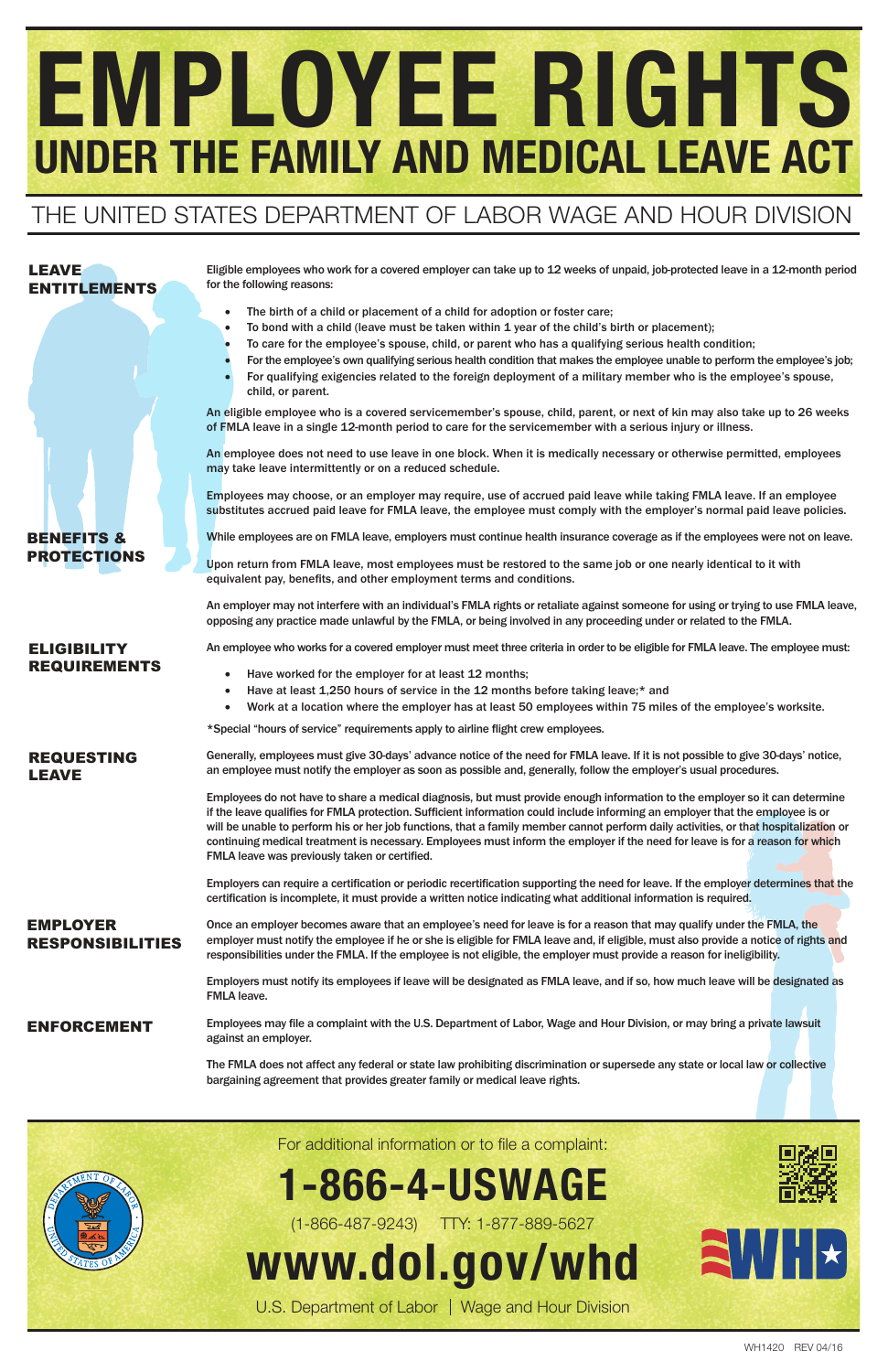# EMPLOYEE RIGHTS

## UNDER THE FAMILY AND MEDICAL LEAVE ACT

THE UNITED STATES DEPARTMENT OF LABOR WAGE AND HOUR DIVISION

### LEAVE ENTITLEMENTS

Eligible employees who work for a covered employer can take up to 12 weeks of unpaid, job-protected leave in a 12-month period for the following reasons:

- The birth of a child or placement of a child for adoption or foster care;
- To bond with a child (leave must be taken within 1 year of the child's birth or placement);
- To care for the employee's spouse, child, or parent who has a qualifying serious health condition;
- For the employee's own qualifying serious health condition that makes the employee unable to perform the employee's job;
- For qualifying exigencies related to the foreign deployment of a military member who is the employee's spouse, child, or parent.

An eligible employee who is a covered servicemember's spouse, child, parent, or next of kin may also take up to 26 weeks of FMLA leave in a single 12-month period to care for the servicemember with a serious injury or illness.

An employee does not need to use leave in one block. When it is medically necessary or otherwise permitted, employees may take leave intermittently or on a reduced schedule.

Employees may choose, or an employer may require, use of accrued paid leave while taking FMLA leave. If an employee substitutes accrued paid leave for FMLA leave, the employee must comply with the employer's normal paid leave policies.

### BENEFITS & PROTECTIONS

While employees are on FMLA leave, employers must continue health insurance coverage as if the employees were not on leave.

Upon return from FMLA leave, most employees must be restored to the same job or one nearly identical to it with equivalent pay, benefits, and other employment terms and conditions.

An employer may not interfere with an individual's FMLA rights or retaliate against someone for using or trying to use FMLA leave, opposing any practice made unlawful by the FMLA, or being involved in any proceeding under or related to the FMLA.

### ELIGIBILITY REQUIREMENTS

An employee who works for a covered employer must meet three criteria in order to be eligible for FMLA leave. The employee must:

- Have worked for the employer for at least 12 months;
- Have at least 1,250 hours of service in the 12 months before taking leave;* and
- Work at a location where the employer has at least 50 employees within 75 miles of the employee's worksite.

*Special "hours of service" requirements apply to airline flight crew employees.

### REQUESTING LEAVE

Generally, employees must give 30-days' advance notice of the need for FMLA leave. If it is not possible to give 30-days' notice, an employee must notify the employer as soon as possible and, generally, follow the employer's usual procedures.

Employees do not have to share a medical diagnosis, but must provide enough information to the employer so it can determine if the leave qualifies for FMLA protection. Sufficient information could include informing an employer that the employee is or will be unable to perform his or her job functions, that a family member cannot perform daily activities, or that hospitalization or continuing medical treatment is necessary. Employees must inform the employer if the need for leave is for a reason for which FMLA leave was previously taken or certified.

Employers can require a certification or periodic recertification supporting the need for leave. If the employer determines that the certification is incomplete, it must provide a written notice indicating what additional information is required.

### EMPLOYER RESPONSIBILITIES

Once an employer becomes aware that an employee's need for leave is for a reason that may qualify under the FMLA, the employer must notify the employee if he or she is eligible for FMLA leave and, if eligible, must also provide a notice of rights and responsibilities under the FMLA. If the employee is not eligible, the employer must provide a reason for ineligibility.

Employers must notify its employees if leave will be designated as FMLA leave, and if so, how much leave will be designated as FMLA leave.

### ENFORCEMENT

Employees may file a complaint with the U.S. Department of Labor, Wage and Hour Division, or may bring a private lawsuit against an employer.

The FMLA does not affect any federal or state law prohibiting discrimination or supersede any state or local law or collective bargaining agreement that provides greater family or medical leave rights.

For additional information or to file a complaint:

**1-866-4-USWAGE**

(1-866-487-9243) TTY: 1-877-889-5627

**www.dol.gov/whd**

U.S. Department of Labor | Wage and Hour Division

WH1420 REV 04/16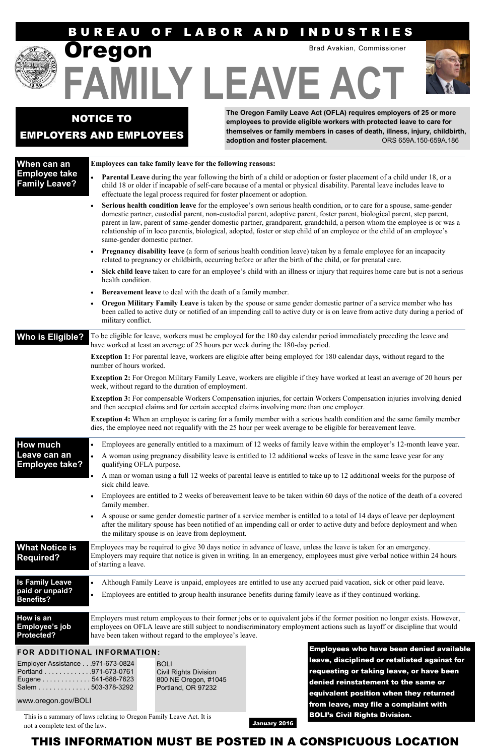# BUREAU OF LABOR AND INDUSTRIES

# Oregon FAMILY LEAVE ACT

Brad Avakian, Commissioner

## NOTICE TO EMPLOYERS AND EMPLOYEES

**The Oregon Family Leave Act (OFLA) requires employers of 25 or more employees to provide eligible workers with protected leave to care for themselves or family members in cases of death, illness, injury, childbirth, adoption and foster placement.** ORS 659A.150-659A.186

### When can an Employee take Family Leave?

**Employees can take family leave for the following reasons:**

- **Parental Leave** during the year following the birth of a child or adoption or foster placement of a child under 18, or a child 18 or older if incapable of self-care because of a mental or physical disability. Parental leave includes leave to effectuate the legal process required for foster placement or adoption.
- **Serious health condition leave** for the employee's own serious health condition, or to care for a spouse, same-gender domestic partner, custodial parent, non-custodial parent, adoptive parent, foster parent, biological parent, step parent, parent in law, parent of same-gender domestic partner, grandparent, grandchild, a person whom the employee is or was a relationship of in loco parentis, biological, adopted, foster or step child of an employee or the child of an employee's same-gender domestic partner.
- **Pregnancy disability leave** (a form of serious health condition leave) taken by a female employee for an incapacity related to pregnancy or childbirth, occurring before or after the birth of the child, or for prenatal care.
- **Sick child leave** taken to care for an employee's child with an illness or injury that requires home care but is not a serious health condition.
- **Bereavement leave** to deal with the death of a family member.
- **Oregon Military Family Leave** is taken by the spouse or same gender domestic partner of a service member who has been called to active duty or notified of an impending call to active duty or is on leave from active duty during a period of military conflict.

### Who is Eligible?

To be eligible for leave, workers must be employed for the 180 day calendar period immediately preceding the leave and have worked at least an average of 25 hours per week during the 180-day period.

**Exception 1:** For parental leave, workers are eligible after being employed for 180 calendar days, without regard to the number of hours worked.

**Exception 2:** For Oregon Military Family Leave, workers are eligible if they have worked at least an average of 20 hours per week, without regard to the duration of employment.

**Exception 3:** For compensable Workers Compensation injuries, for certain Workers Compensation injuries involving denied and then accepted claims and for certain accepted claims involving more than one employer.

**Exception 4:** When an employee is caring for a family member with a serious health condition and the same family member dies, the employee need not requalify with the 25 hour per week average to be eligible for bereavement leave.

### How much Leave can an Employee take?

- Employees are generally entitled to a maximum of 12 weeks of family leave within the employer's 12-month leave year.
- A woman using pregnancy disability leave is entitled to 12 additional weeks of leave in the same leave year for any qualifying OFLA purpose.
- A man or woman using a full 12 weeks of parental leave is entitled to take up to 12 additional weeks for the purpose of sick child leave.
- Employees are entitled to 2 weeks of bereavement leave to be taken within 60 days of the notice of the death of a covered family member.
- A spouse or same gender domestic partner of a service member is entitled to a total of 14 days of leave per deployment after the military spouse has been notified of an impending call or order to active duty and before deployment and when the military spouse is on leave from deployment.

### What Notice is Required?

Employees may be required to give 30 days notice in advance of leave, unless the leave is taken for an emergency. Employers may require that notice is given in writing. In an emergency, employees must give verbal notice within 24 hours of starting a leave.

### Is Family Leave paid or unpaid? Benefits?

- Although Family Leave is unpaid, employees are entitled to use any accrued paid vacation, sick or other paid leave.
- Employees are entitled to group health insurance benefits during family leave as if they continued working.

### How is an Employee's job Protected?

Employers must return employees to their former jobs or to equivalent jobs if the former position no longer exists. However, employees on OFLA leave are still subject to nondiscriminatory employment actions such as layoff or discipline that would have been taken without regard to the employee's leave.

### FOR ADDITIONAL INFORMATION:

Employer Assistance . . .971-673-0824
Portland . . . . . . . . . . . .971-673-0761
Eugene . . . . . . . . . . . . 541-686-7623
Salem . . . . . . . . . . . . . 503-378-3292

www.oregon.gov/BOLI

BOLI
Civil Rights Division
800 NE Oregon, #1045
Portland, OR 97232

**Employees who have been denied available leave, disciplined or retaliated against for requesting or taking leave, or have been denied reinstatement to the same or equivalent position when they returned from leave, may file a complaint with BOLI's Civil Rights Division.**

This is a summary of laws relating to Oregon Family Leave Act. It is not a complete text of the law.

January 2016

**THIS INFORMATION MUST BE POSTED IN A CONSPICUOUS LOCATION**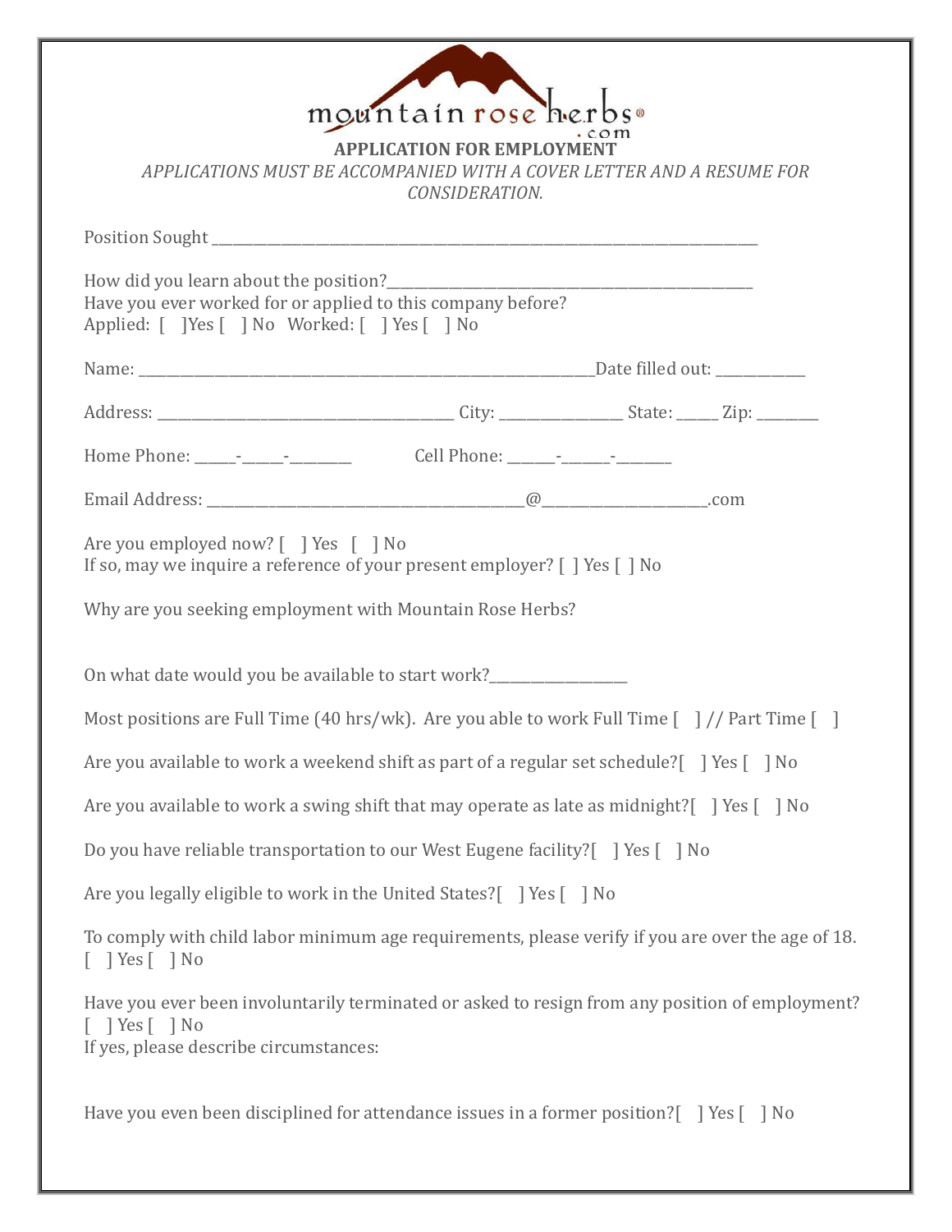mountain rose herbs®
.com

# APPLICATION FOR EMPLOYMENT

*APPLICATIONS MUST BE ACCOMPANIED WITH A COVER LETTER AND A RESUME FOR CONSIDERATION.*

Position Sought ___________________________________________________________________________

How did you learn about the position?_____________________________________________
Have you ever worked for or applied to this company before?
Applied: [ ]Yes [ ] No Worked: [ ] Yes [ ] No

Name: ___________________________________________________________Date filled out: ___________

Address: _______________________________________ City: _______________ State: _____ Zip: ________

Home Phone: _____-_____-________ Cell Phone: ______-______-_______

Email Address: __________________________________________@_____________________.com

Are you employed now? [ ] Yes [ ] No
If so, may we inquire a reference of your present employer? [ ] Yes [ ] No

Why are you seeking employment with Mountain Rose Herbs?

On what date would you be available to start work?__________________

Most positions are Full Time (40 hrs/wk). Are you able to work Full Time [ ] // Part Time [ ]

Are you available to work a weekend shift as part of a regular set schedule?[ ] Yes [ ] No

Are you available to work a swing shift that may operate as late as midnight?[ ] Yes [ ] No

Do you have reliable transportation to our West Eugene facility?[ ] Yes [ ] No

Are you legally eligible to work in the United States?[ ] Yes [ ] No

To comply with child labor minimum age requirements, please verify if you are over the age of 18.
[ ] Yes [ ] No

Have you ever been involuntarily terminated or asked to resign from any position of employment?
[ ] Yes [ ] No
If yes, please describe circumstances:

Have you even been disciplined for attendance issues in a former position?[ ] Yes [ ] No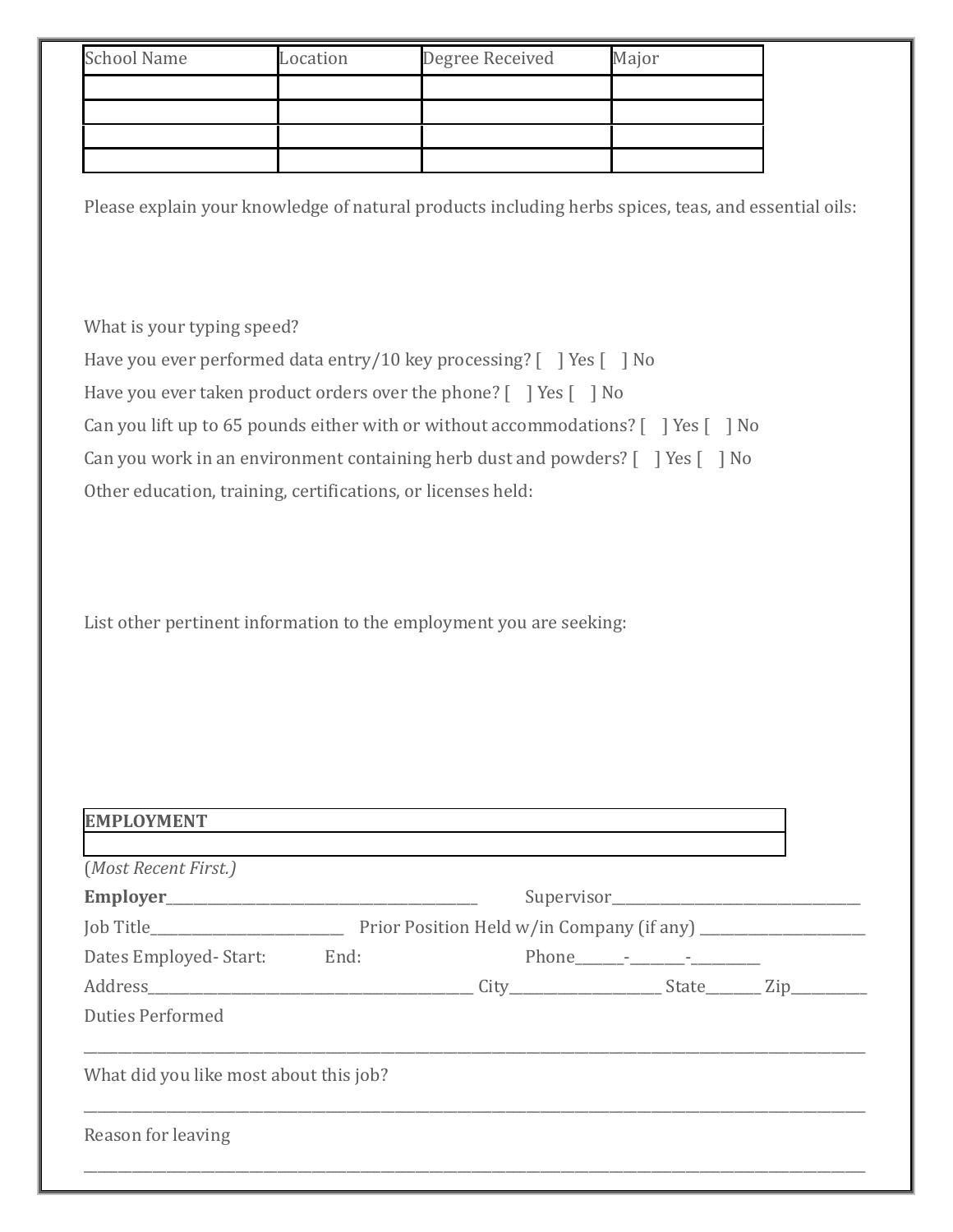| School Name | Location | Degree Received | Major |
| --- | --- | --- | --- |
| | | | |
| | | | |
| | | | |
| | | | |

Please explain your knowledge of natural products including herbs spices, teas, and essential oils:

What is your typing speed?

Have you ever performed data entry/10 key processing? [ ] Yes [ ] No

Have you ever taken product orders over the phone? [ ] Yes [ ] No

Can you lift up to 65 pounds either with or without accommodations? [ ] Yes [ ] No

Can you work in an environment containing herb dust and powders? [ ] Yes [ ] No

Other education, training, certifications, or licenses held:

List other pertinent information to the employment you are seeking:

| **EMPLOYMENT** |
| --- |
| |

(*Most Recent First.)*

**Employer**_____________________________________________ Supervisor____________________________________

Job Title____________________________ Prior Position Held w/in Company (if any) ________________________

Dates Employed- Start: End: Phone_______-_________-__________

Address_______________________________________________ City______________________ State________ Zip___________

Duties Performed

________________________________________________________________________________________________________

What did you like most about this job?

________________________________________________________________________________________________________

Reason for leaving

________________________________________________________________________________________________________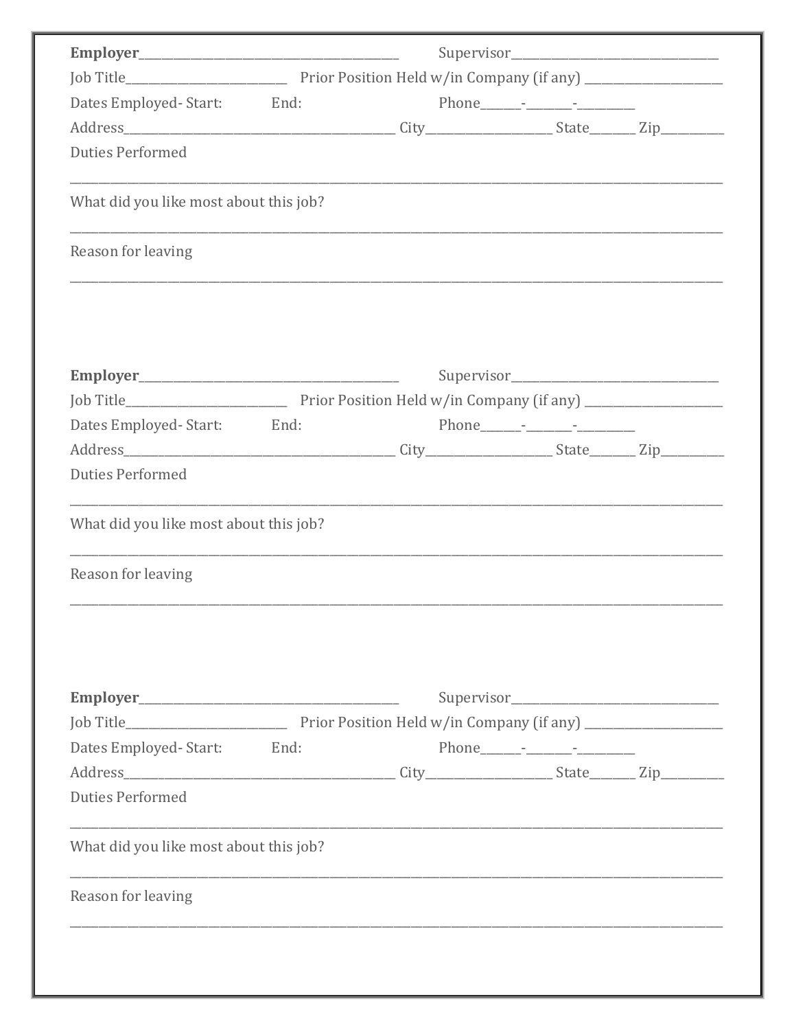**Employer**_______________________________________ Supervisor_______________________________

Job Title_______________________ Prior Position Held w/in Company (if any) ____________________

Dates Employed- Start: End: Phone______-_______-_________

Address_______________________________________ City__________________ State_______ Zip_________

Duties Performed

_____________________________________________________________________________________

What did you like most about this job?

_____________________________________________________________________________________

Reason for leaving

_____________________________________________________________________________________

**Employer**_______________________________________ Supervisor_______________________________

Job Title_______________________ Prior Position Held w/in Company (if any) ____________________

Dates Employed- Start: End: Phone______-_______-_________

Address_______________________________________ City__________________ State_______ Zip_________

Duties Performed

_____________________________________________________________________________________

What did you like most about this job?

_____________________________________________________________________________________

Reason for leaving

_____________________________________________________________________________________

**Employer**_______________________________________ Supervisor_______________________________

Job Title_______________________ Prior Position Held w/in Company (if any) ____________________

Dates Employed- Start: End: Phone______-_______-_________

Address_______________________________________ City__________________ State_______ Zip_________

Duties Performed

_____________________________________________________________________________________

What did you like most about this job?

_____________________________________________________________________________________

Reason for leaving

_____________________________________________________________________________________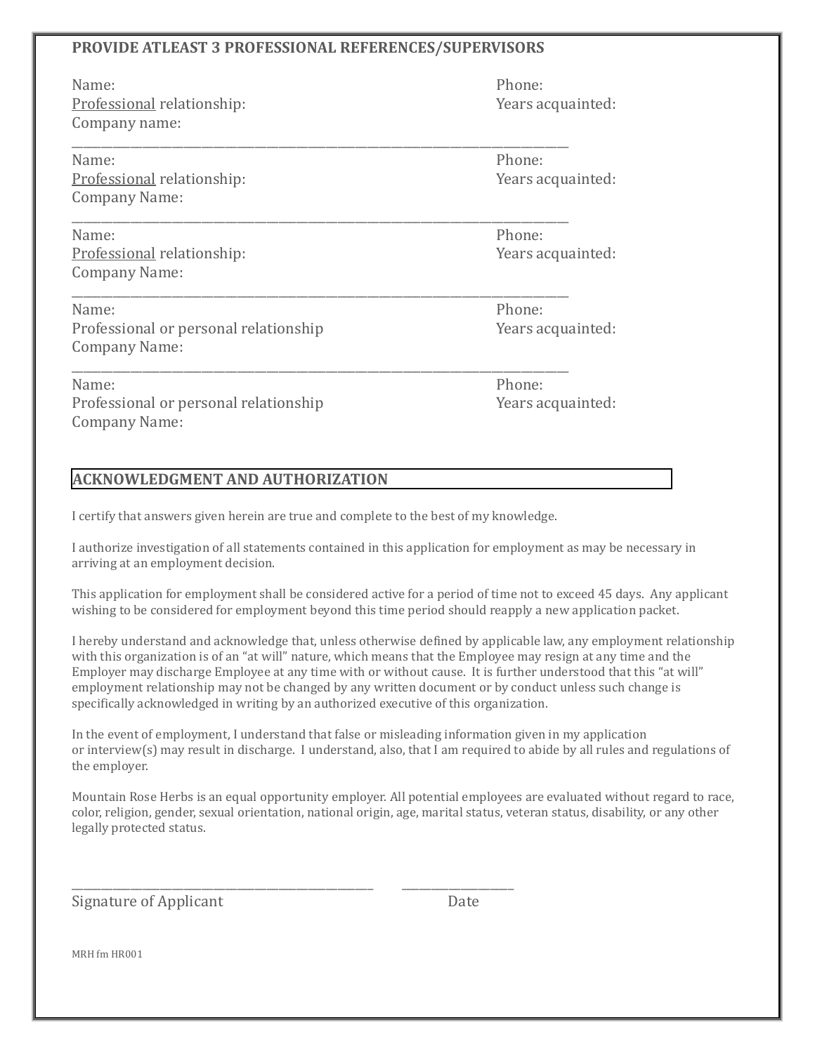## PROVIDE ATLEAST 3 PROFESSIONAL REFERENCES/SUPERVISORS

Name: Phone:
Professional relationship: Years acquainted:
Company name:

---

Name: Phone:
Professional relationship: Years acquainted:
Company Name:

---

Name: Phone:
Professional relationship: Years acquainted:
Company Name:

---

Name: Phone:
Professional or personal relationship Years acquainted:
Company Name:

---

Name: Phone:
Professional or personal relationship Years acquainted:
Company Name:

## ACKNOWLEDGMENT AND AUTHORIZATION

I certify that answers given herein are true and complete to the best of my knowledge.

I authorize investigation of all statements contained in this application for employment as may be necessary in arriving at an employment decision.

This application for employment shall be considered active for a period of time not to exceed 45 days. Any applicant wishing to be considered for employment beyond this time period should reapply a new application packet.

I hereby understand and acknowledge that, unless otherwise defined by applicable law, any employment relationship with this organization is of an "at will" nature, which means that the Employee may resign at any time and the Employer may discharge Employee at any time with or without cause. It is further understood that this "at will" employment relationship may not be changed by any written document or by conduct unless such change is specifically acknowledged in writing by an authorized executive of this organization.

In the event of employment, I understand that false or misleading information given in my application or interview(s) may result in discharge. I understand, also, that I am required to abide by all rules and regulations of the employer.

Mountain Rose Herbs is an equal opportunity employer. All potential employees are evaluated without regard to race, color, religion, gender, sexual orientation, national origin, age, marital status, veteran status, disability, or any other legally protected status.

\_\_\_\_\_\_\_\_\_\_\_\_\_\_\_\_\_\_\_\_\_\_\_\_\_\_\_\_\_\_ \_\_\_\_\_\_\_\_\_\_\_\_
Signature of Applicant Date

MRH fm HR001